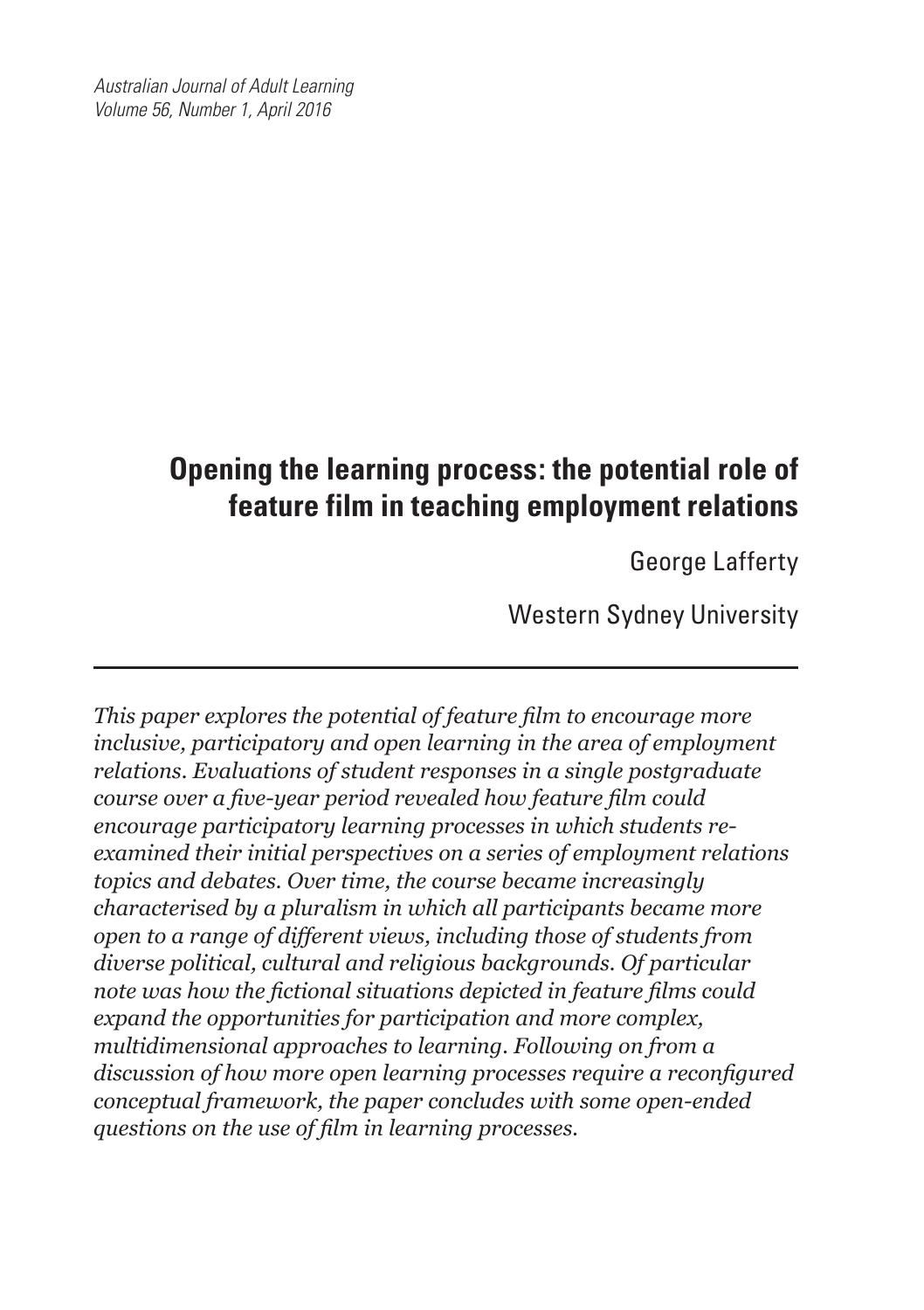# Opening the learning process: the potential role of feature film in teaching employment relations

George Lafferty

Western Sydney University

---

*This paper explores the potential of feature film to encourage more inclusive, participatory and open learning in the area of employment relations. Evaluations of student responses in a single postgraduate course over a five-year period revealed how feature film could encourage participatory learning processes in which students re-examined their initial perspectives on a series of employment relations topics and debates. Over time, the course became increasingly characterised by a pluralism in which all participants became more open to a range of different views, including those of students from diverse political, cultural and religious backgrounds. Of particular note was how the fictional situations depicted in feature films could expand the opportunities for participation and more complex, multidimensional approaches to learning. Following on from a discussion of how more open learning processes require a reconfigured conceptual framework, the paper concludes with some open-ended questions on the use of film in learning processes.*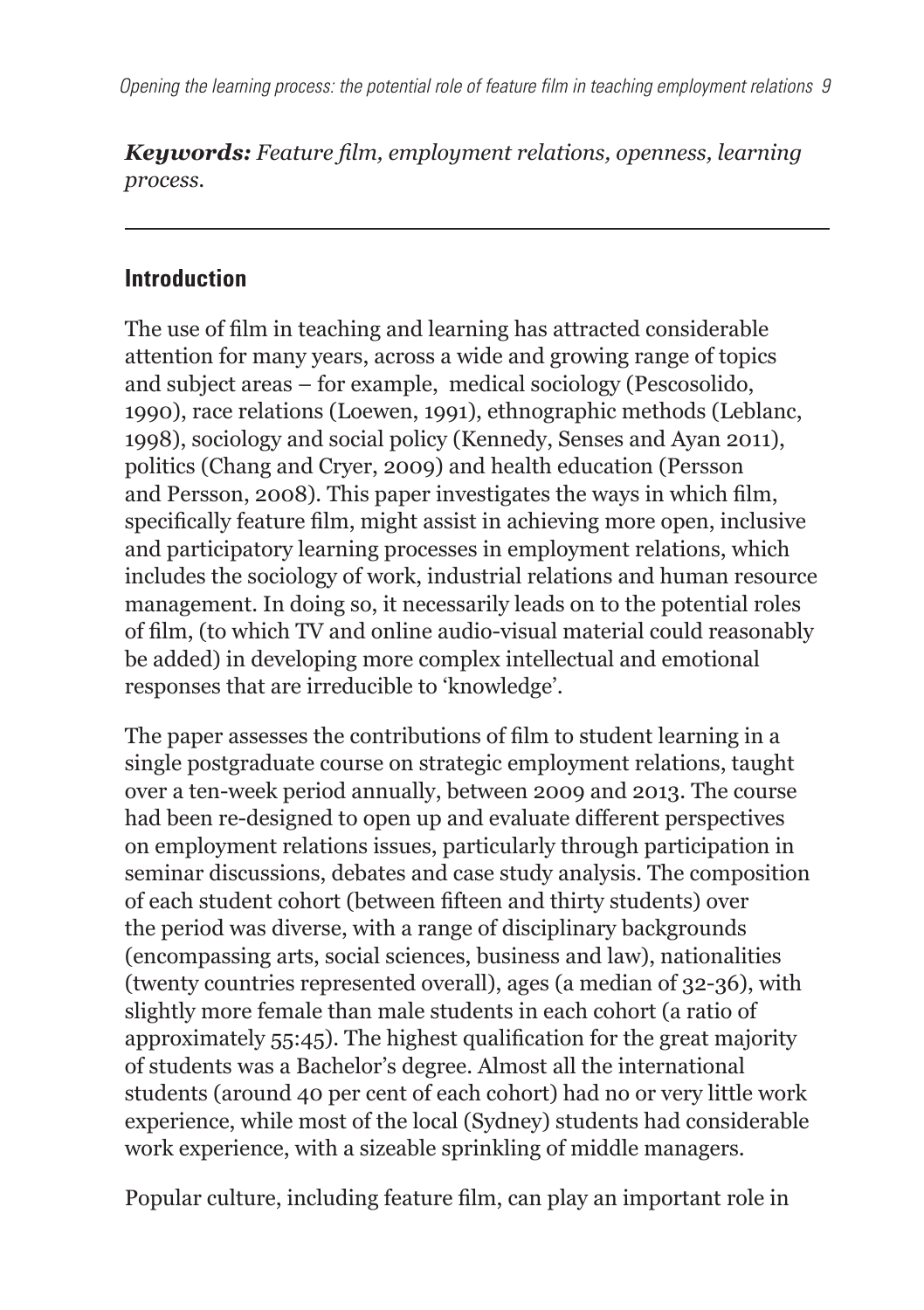***Keywords:** Feature film, employment relations, openness, learning process.*

---

## Introduction

The use of film in teaching and learning has attracted considerable attention for many years, across a wide and growing range of topics and subject areas – for example,  medical sociology (Pescosolido, 1990), race relations (Loewen, 1991), ethnographic methods (Leblanc, 1998), sociology and social policy (Kennedy, Senses and Ayan 2011), politics (Chang and Cryer, 2009) and health education (Persson and Persson, 2008). This paper investigates the ways in which film, specifically feature film, might assist in achieving more open, inclusive and participatory learning processes in employment relations, which includes the sociology of work, industrial relations and human resource management. In doing so, it necessarily leads on to the potential roles of film, (to which TV and online audio-visual material could reasonably be added) in developing more complex intellectual and emotional responses that are irreducible to 'knowledge'.

The paper assesses the contributions of film to student learning in a single postgraduate course on strategic employment relations, taught over a ten-week period annually, between 2009 and 2013. The course had been re-designed to open up and evaluate different perspectives on employment relations issues, particularly through participation in seminar discussions, debates and case study analysis. The composition of each student cohort (between fifteen and thirty students) over the period was diverse, with a range of disciplinary backgrounds (encompassing arts, social sciences, business and law), nationalities (twenty countries represented overall), ages (a median of 32-36), with slightly more female than male students in each cohort (a ratio of approximately 55:45). The highest qualification for the great majority of students was a Bachelor's degree. Almost all the international students (around 40 per cent of each cohort) had no or very little work experience, while most of the local (Sydney) students had considerable work experience, with a sizeable sprinkling of middle managers.

Popular culture, including feature film, can play an important role in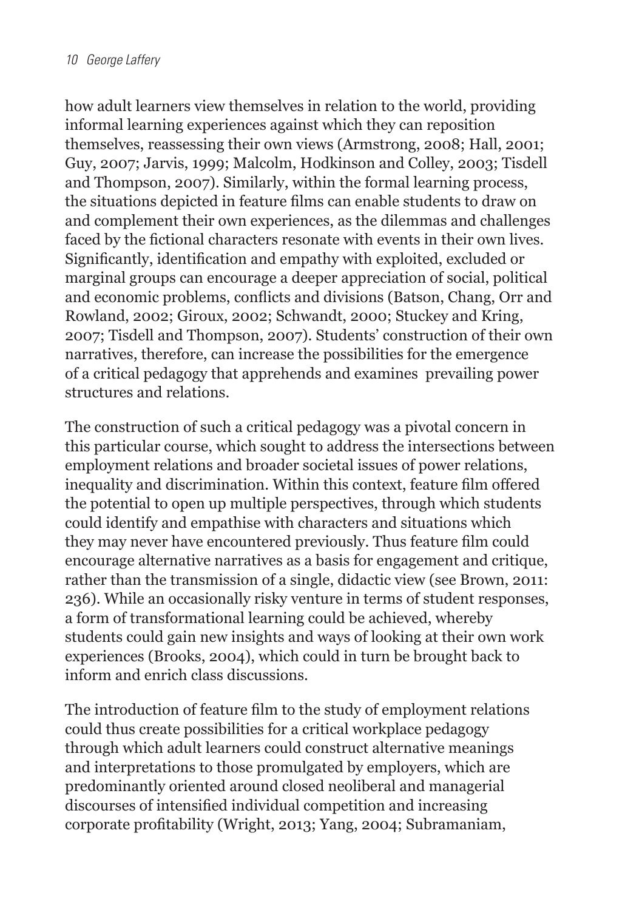how adult learners view themselves in relation to the world, providing informal learning experiences against which they can reposition themselves, reassessing their own views (Armstrong, 2008; Hall, 2001; Guy, 2007; Jarvis, 1999; Malcolm, Hodkinson and Colley, 2003; Tisdell and Thompson, 2007). Similarly, within the formal learning process, the situations depicted in feature films can enable students to draw on and complement their own experiences, as the dilemmas and challenges faced by the fictional characters resonate with events in their own lives. Significantly, identification and empathy with exploited, excluded or marginal groups can encourage a deeper appreciation of social, political and economic problems, conflicts and divisions (Batson, Chang, Orr and Rowland, 2002; Giroux, 2002; Schwandt, 2000; Stuckey and Kring, 2007; Tisdell and Thompson, 2007). Students' construction of their own narratives, therefore, can increase the possibilities for the emergence of a critical pedagogy that apprehends and examines prevailing power structures and relations.

The construction of such a critical pedagogy was a pivotal concern in this particular course, which sought to address the intersections between employment relations and broader societal issues of power relations, inequality and discrimination. Within this context, feature film offered the potential to open up multiple perspectives, through which students could identify and empathise with characters and situations which they may never have encountered previously. Thus feature film could encourage alternative narratives as a basis for engagement and critique, rather than the transmission of a single, didactic view (see Brown, 2011: 236). While an occasionally risky venture in terms of student responses, a form of transformational learning could be achieved, whereby students could gain new insights and ways of looking at their own work experiences (Brooks, 2004), which could in turn be brought back to inform and enrich class discussions.

The introduction of feature film to the study of employment relations could thus create possibilities for a critical workplace pedagogy through which adult learners could construct alternative meanings and interpretations to those promulgated by employers, which are predominantly oriented around closed neoliberal and managerial discourses of intensified individual competition and increasing corporate profitability (Wright, 2013; Yang, 2004; Subramaniam,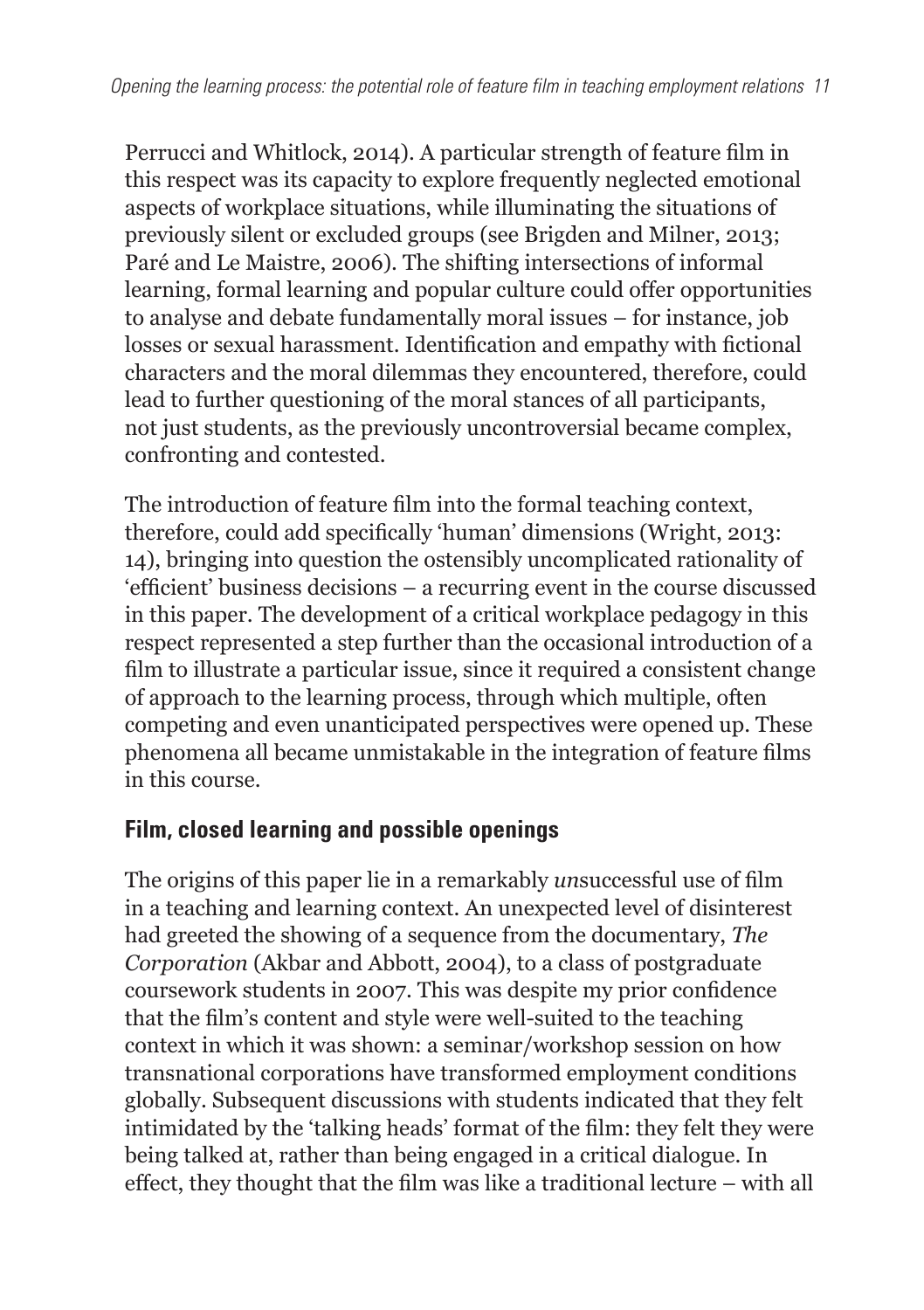Perrucci and Whitlock, 2014). A particular strength of feature film in this respect was its capacity to explore frequently neglected emotional aspects of workplace situations, while illuminating the situations of previously silent or excluded groups (see Brigden and Milner, 2013; Paré and Le Maistre, 2006). The shifting intersections of informal learning, formal learning and popular culture could offer opportunities to analyse and debate fundamentally moral issues – for instance, job losses or sexual harassment. Identification and empathy with fictional characters and the moral dilemmas they encountered, therefore, could lead to further questioning of the moral stances of all participants, not just students, as the previously uncontroversial became complex, confronting and contested.

The introduction of feature film into the formal teaching context, therefore, could add specifically 'human' dimensions (Wright, 2013: 14), bringing into question the ostensibly uncomplicated rationality of 'efficient' business decisions – a recurring event in the course discussed in this paper. The development of a critical workplace pedagogy in this respect represented a step further than the occasional introduction of a film to illustrate a particular issue, since it required a consistent change of approach to the learning process, through which multiple, often competing and even unanticipated perspectives were opened up. These phenomena all became unmistakable in the integration of feature films in this course.

## Film, closed learning and possible openings

The origins of this paper lie in a remarkably *un*successful use of film in a teaching and learning context. An unexpected level of disinterest had greeted the showing of a sequence from the documentary, *The Corporation* (Akbar and Abbott, 2004), to a class of postgraduate coursework students in 2007. This was despite my prior confidence that the film's content and style were well-suited to the teaching context in which it was shown: a seminar/workshop session on how transnational corporations have transformed employment conditions globally. Subsequent discussions with students indicated that they felt intimidated by the 'talking heads' format of the film: they felt they were being talked at, rather than being engaged in a critical dialogue. In effect, they thought that the film was like a traditional lecture – with all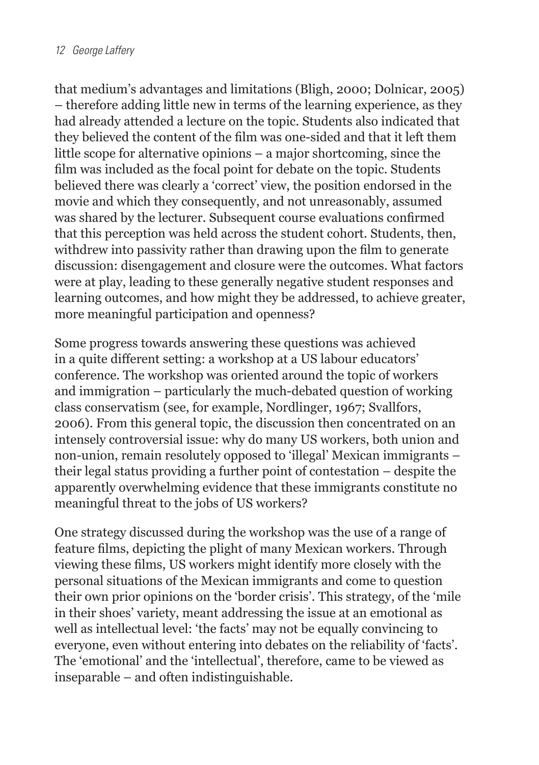that medium's advantages and limitations (Bligh, 2000; Dolnicar, 2005) – therefore adding little new in terms of the learning experience, as they had already attended a lecture on the topic. Students also indicated that they believed the content of the film was one-sided and that it left them little scope for alternative opinions – a major shortcoming, since the film was included as the focal point for debate on the topic. Students believed there was clearly a 'correct' view, the position endorsed in the movie and which they consequently, and not unreasonably, assumed was shared by the lecturer. Subsequent course evaluations confirmed that this perception was held across the student cohort. Students, then, withdrew into passivity rather than drawing upon the film to generate discussion: disengagement and closure were the outcomes. What factors were at play, leading to these generally negative student responses and learning outcomes, and how might they be addressed, to achieve greater, more meaningful participation and openness?

Some progress towards answering these questions was achieved in a quite different setting: a workshop at a US labour educators' conference. The workshop was oriented around the topic of workers and immigration – particularly the much-debated question of working class conservatism (see, for example, Nordlinger, 1967; Svallfors, 2006). From this general topic, the discussion then concentrated on an intensely controversial issue: why do many US workers, both union and non-union, remain resolutely opposed to 'illegal' Mexican immigrants – their legal status providing a further point of contestation – despite the apparently overwhelming evidence that these immigrants constitute no meaningful threat to the jobs of US workers?

One strategy discussed during the workshop was the use of a range of feature films, depicting the plight of many Mexican workers. Through viewing these films, US workers might identify more closely with the personal situations of the Mexican immigrants and come to question their own prior opinions on the 'border crisis'. This strategy, of the 'mile in their shoes' variety, meant addressing the issue at an emotional as well as intellectual level: 'the facts' may not be equally convincing to everyone, even without entering into debates on the reliability of 'facts'. The 'emotional' and the 'intellectual', therefore, came to be viewed as inseparable – and often indistinguishable.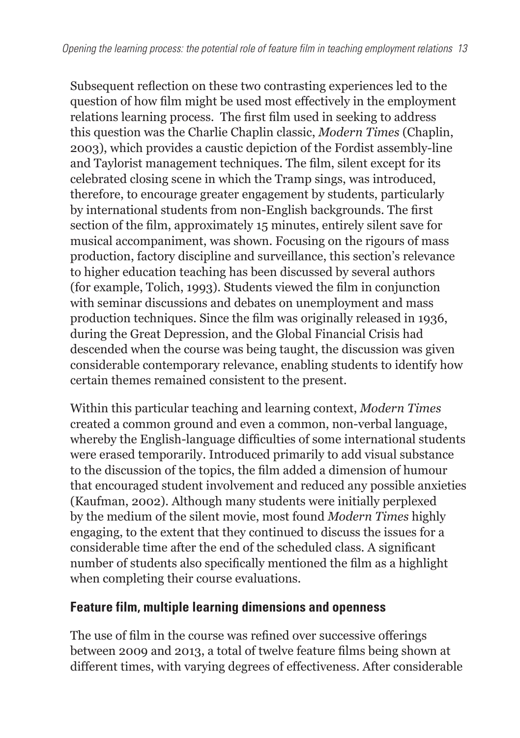Subsequent reflection on these two contrasting experiences led to the question of how film might be used most effectively in the employment relations learning process. The first film used in seeking to address this question was the Charlie Chaplin classic, *Modern Times* (Chaplin, 2003), which provides a caustic depiction of the Fordist assembly-line and Taylorist management techniques. The film, silent except for its celebrated closing scene in which the Tramp sings, was introduced, therefore, to encourage greater engagement by students, particularly by international students from non-English backgrounds. The first section of the film, approximately 15 minutes, entirely silent save for musical accompaniment, was shown. Focusing on the rigours of mass production, factory discipline and surveillance, this section's relevance to higher education teaching has been discussed by several authors (for example, Tolich, 1993). Students viewed the film in conjunction with seminar discussions and debates on unemployment and mass production techniques. Since the film was originally released in 1936, during the Great Depression, and the Global Financial Crisis had descended when the course was being taught, the discussion was given considerable contemporary relevance, enabling students to identify how certain themes remained consistent to the present.

Within this particular teaching and learning context, *Modern Times* created a common ground and even a common, non-verbal language, whereby the English-language difficulties of some international students were erased temporarily. Introduced primarily to add visual substance to the discussion of the topics, the film added a dimension of humour that encouraged student involvement and reduced any possible anxieties (Kaufman, 2002). Although many students were initially perplexed by the medium of the silent movie, most found *Modern Times* highly engaging, to the extent that they continued to discuss the issues for a considerable time after the end of the scheduled class. A significant number of students also specifically mentioned the film as a highlight when completing their course evaluations.

## Feature film, multiple learning dimensions and openness

The use of film in the course was refined over successive offerings between 2009 and 2013, a total of twelve feature films being shown at different times, with varying degrees of effectiveness. After considerable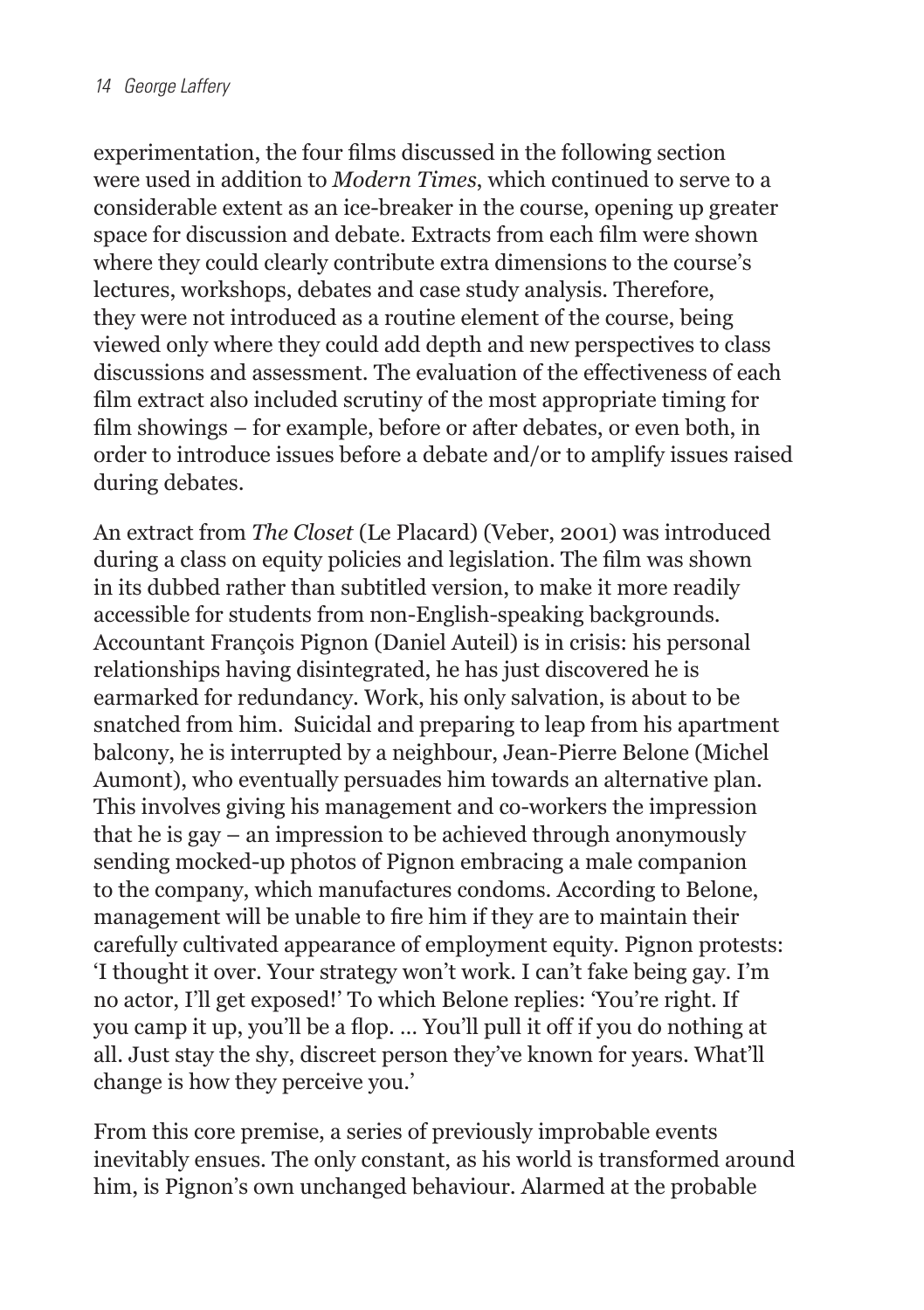experimentation, the four films discussed in the following section were used in addition to *Modern Times*, which continued to serve to a considerable extent as an ice-breaker in the course, opening up greater space for discussion and debate. Extracts from each film were shown where they could clearly contribute extra dimensions to the course's lectures, workshops, debates and case study analysis. Therefore, they were not introduced as a routine element of the course, being viewed only where they could add depth and new perspectives to class discussions and assessment. The evaluation of the effectiveness of each film extract also included scrutiny of the most appropriate timing for film showings – for example, before or after debates, or even both, in order to introduce issues before a debate and/or to amplify issues raised during debates.

An extract from *The Closet* (Le Placard) (Veber, 2001) was introduced during a class on equity policies and legislation. The film was shown in its dubbed rather than subtitled version, to make it more readily accessible for students from non-English-speaking backgrounds. Accountant François Pignon (Daniel Auteil) is in crisis: his personal relationships having disintegrated, he has just discovered he is earmarked for redundancy. Work, his only salvation, is about to be snatched from him. Suicidal and preparing to leap from his apartment balcony, he is interrupted by a neighbour, Jean-Pierre Belone (Michel Aumont), who eventually persuades him towards an alternative plan. This involves giving his management and co-workers the impression that he is gay – an impression to be achieved through anonymously sending mocked-up photos of Pignon embracing a male companion to the company, which manufactures condoms. According to Belone, management will be unable to fire him if they are to maintain their carefully cultivated appearance of employment equity. Pignon protests: 'I thought it over. Your strategy won't work. I can't fake being gay. I'm no actor, I'll get exposed!' To which Belone replies: 'You're right. If you camp it up, you'll be a flop. ... You'll pull it off if you do nothing at all. Just stay the shy, discreet person they've known for years. What'll change is how they perceive you.'

From this core premise, a series of previously improbable events inevitably ensues. The only constant, as his world is transformed around him, is Pignon's own unchanged behaviour. Alarmed at the probable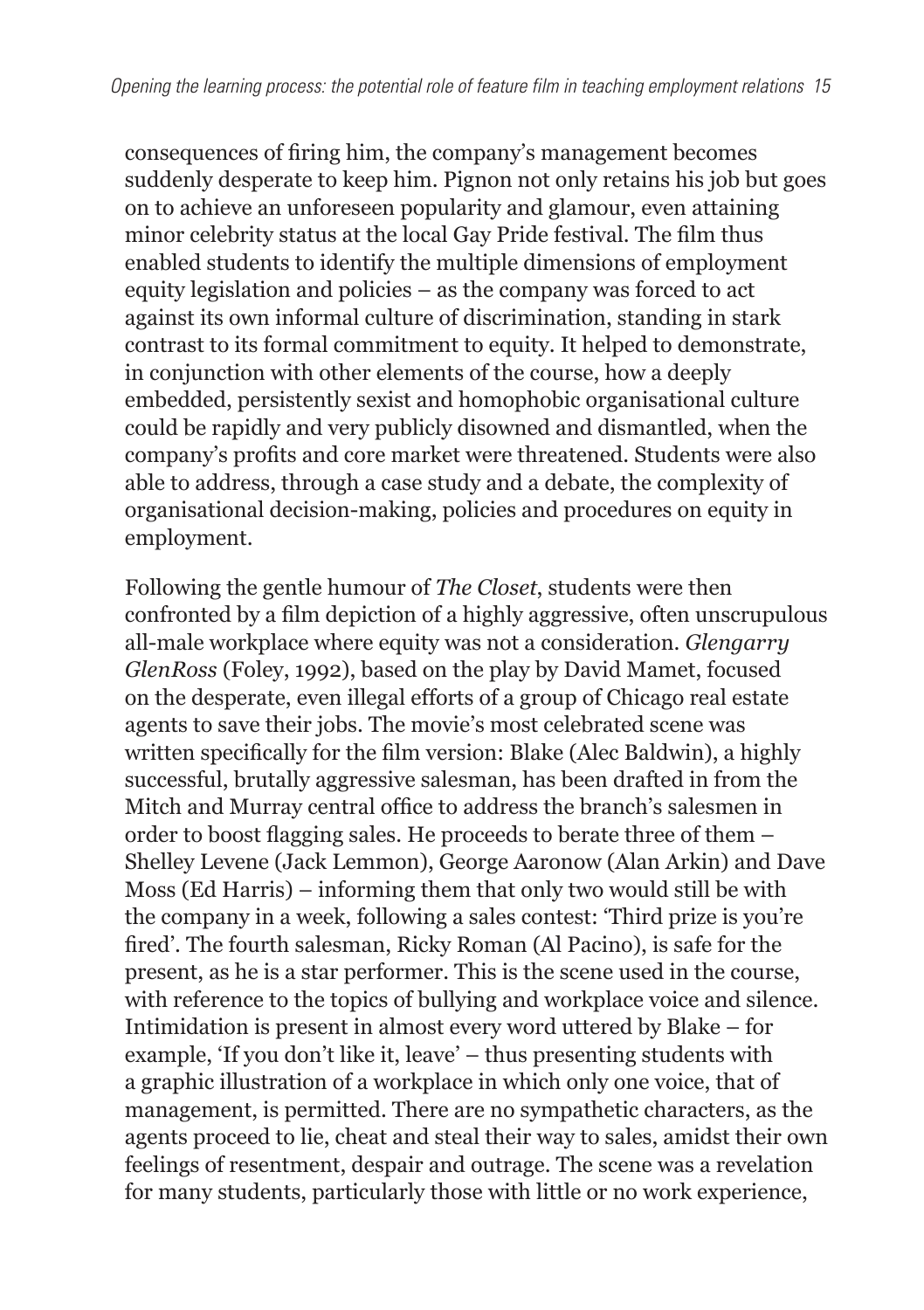consequences of firing him, the company's management becomes suddenly desperate to keep him. Pignon not only retains his job but goes on to achieve an unforeseen popularity and glamour, even attaining minor celebrity status at the local Gay Pride festival. The film thus enabled students to identify the multiple dimensions of employment equity legislation and policies – as the company was forced to act against its own informal culture of discrimination, standing in stark contrast to its formal commitment to equity. It helped to demonstrate, in conjunction with other elements of the course, how a deeply embedded, persistently sexist and homophobic organisational culture could be rapidly and very publicly disowned and dismantled, when the company's profits and core market were threatened. Students were also able to address, through a case study and a debate, the complexity of organisational decision-making, policies and procedures on equity in employment.

Following the gentle humour of *The Closet*, students were then confronted by a film depiction of a highly aggressive, often unscrupulous all-male workplace where equity was not a consideration. *Glengarry GlenRoss* (Foley, 1992), based on the play by David Mamet, focused on the desperate, even illegal efforts of a group of Chicago real estate agents to save their jobs. The movie's most celebrated scene was written specifically for the film version: Blake (Alec Baldwin), a highly successful, brutally aggressive salesman, has been drafted in from the Mitch and Murray central office to address the branch's salesmen in order to boost flagging sales. He proceeds to berate three of them – Shelley Levene (Jack Lemmon), George Aaronow (Alan Arkin) and Dave Moss (Ed Harris) – informing them that only two would still be with the company in a week, following a sales contest: 'Third prize is you're fired'. The fourth salesman, Ricky Roman (Al Pacino), is safe for the present, as he is a star performer. This is the scene used in the course, with reference to the topics of bullying and workplace voice and silence. Intimidation is present in almost every word uttered by Blake – for example, 'If you don't like it, leave' – thus presenting students with a graphic illustration of a workplace in which only one voice, that of management, is permitted. There are no sympathetic characters, as the agents proceed to lie, cheat and steal their way to sales, amidst their own feelings of resentment, despair and outrage. The scene was a revelation for many students, particularly those with little or no work experience,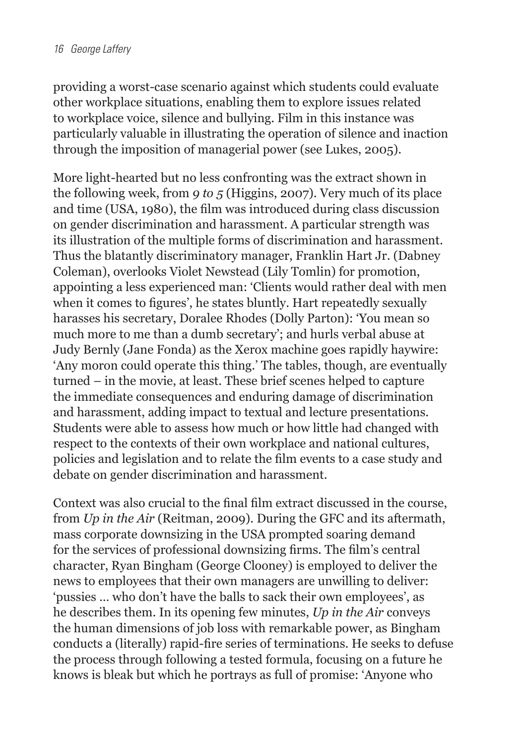providing a worst-case scenario against which students could evaluate other workplace situations, enabling them to explore issues related to workplace voice, silence and bullying. Film in this instance was particularly valuable in illustrating the operation of silence and inaction through the imposition of managerial power (see Lukes, 2005).

More light-hearted but no less confronting was the extract shown in the following week, from *9 to 5* (Higgins, 2007). Very much of its place and time (USA, 1980), the film was introduced during class discussion on gender discrimination and harassment. A particular strength was its illustration of the multiple forms of discrimination and harassment. Thus the blatantly discriminatory manager, Franklin Hart Jr. (Dabney Coleman), overlooks Violet Newstead (Lily Tomlin) for promotion, appointing a less experienced man: 'Clients would rather deal with men when it comes to figures', he states bluntly. Hart repeatedly sexually harasses his secretary, Doralee Rhodes (Dolly Parton): 'You mean so much more to me than a dumb secretary'; and hurls verbal abuse at Judy Bernly (Jane Fonda) as the Xerox machine goes rapidly haywire: 'Any moron could operate this thing.' The tables, though, are eventually turned – in the movie, at least. These brief scenes helped to capture the immediate consequences and enduring damage of discrimination and harassment, adding impact to textual and lecture presentations. Students were able to assess how much or how little had changed with respect to the contexts of their own workplace and national cultures, policies and legislation and to relate the film events to a case study and debate on gender discrimination and harassment.

Context was also crucial to the final film extract discussed in the course, from *Up in the Air* (Reitman, 2009). During the GFC and its aftermath, mass corporate downsizing in the USA prompted soaring demand for the services of professional downsizing firms. The film's central character, Ryan Bingham (George Clooney) is employed to deliver the news to employees that their own managers are unwilling to deliver: 'pussies … who don't have the balls to sack their own employees', as he describes them. In its opening few minutes, *Up in the Air* conveys the human dimensions of job loss with remarkable power, as Bingham conducts a (literally) rapid-fire series of terminations. He seeks to defuse the process through following a tested formula, focusing on a future he knows is bleak but which he portrays as full of promise: 'Anyone who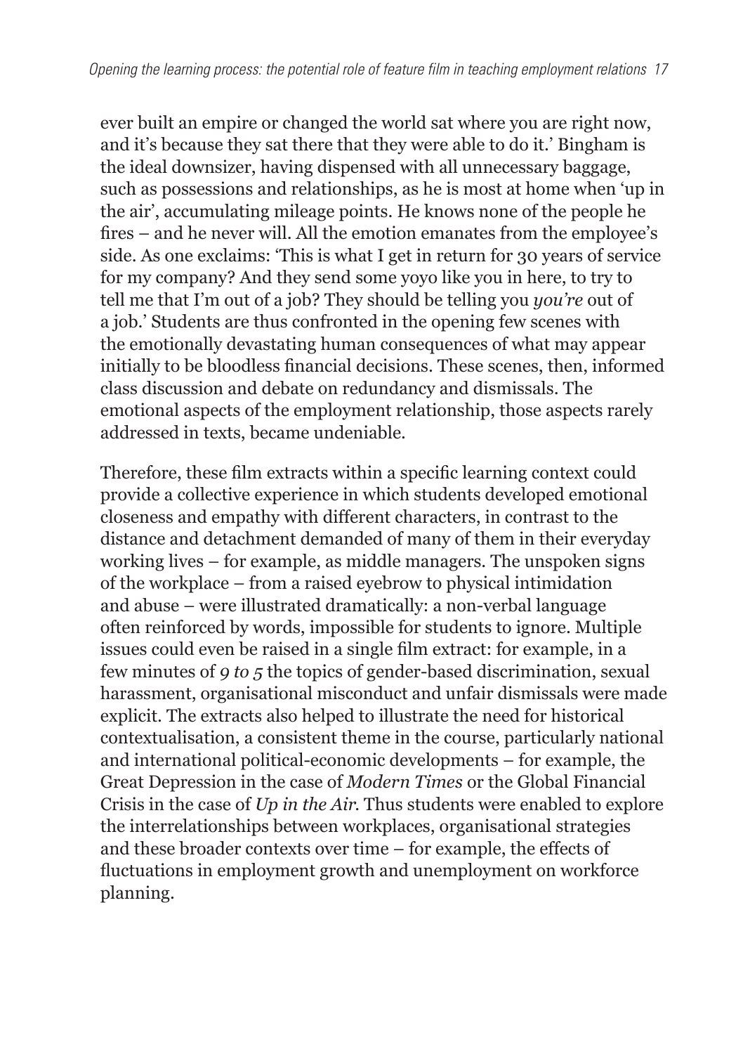ever built an empire or changed the world sat where you are right now, and it's because they sat there that they were able to do it.' Bingham is the ideal downsizer, having dispensed with all unnecessary baggage, such as possessions and relationships, as he is most at home when 'up in the air', accumulating mileage points. He knows none of the people he fires – and he never will. All the emotion emanates from the employee's side. As one exclaims: 'This is what I get in return for 30 years of service for my company? And they send some yoyo like you in here, to try to tell me that I'm out of a job? They should be telling you *you're* out of a job.' Students are thus confronted in the opening few scenes with the emotionally devastating human consequences of what may appear initially to be bloodless financial decisions. These scenes, then, informed class discussion and debate on redundancy and dismissals. The emotional aspects of the employment relationship, those aspects rarely addressed in texts, became undeniable.

Therefore, these film extracts within a specific learning context could provide a collective experience in which students developed emotional closeness and empathy with different characters, in contrast to the distance and detachment demanded of many of them in their everyday working lives – for example, as middle managers. The unspoken signs of the workplace – from a raised eyebrow to physical intimidation and abuse – were illustrated dramatically: a non-verbal language often reinforced by words, impossible for students to ignore. Multiple issues could even be raised in a single film extract: for example, in a few minutes of *9 to 5* the topics of gender-based discrimination, sexual harassment, organisational misconduct and unfair dismissals were made explicit. The extracts also helped to illustrate the need for historical contextualisation, a consistent theme in the course, particularly national and international political-economic developments – for example, the Great Depression in the case of *Modern Times* or the Global Financial Crisis in the case of *Up in the Air*. Thus students were enabled to explore the interrelationships between workplaces, organisational strategies and these broader contexts over time – for example, the effects of fluctuations in employment growth and unemployment on workforce planning.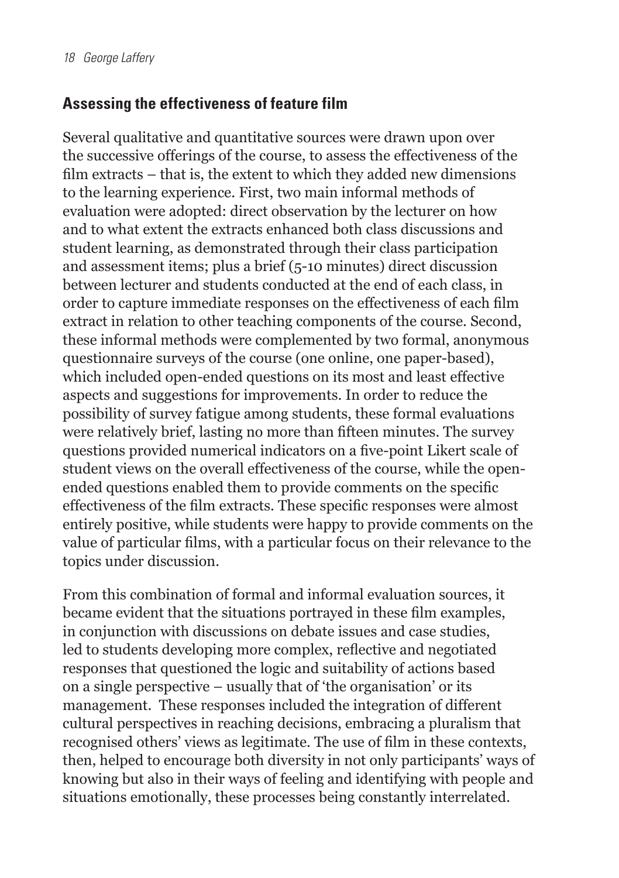## Assessing the effectiveness of feature film

Several qualitative and quantitative sources were drawn upon over the successive offerings of the course, to assess the effectiveness of the film extracts – that is, the extent to which they added new dimensions to the learning experience. First, two main informal methods of evaluation were adopted: direct observation by the lecturer on how and to what extent the extracts enhanced both class discussions and student learning, as demonstrated through their class participation and assessment items; plus a brief (5-10 minutes) direct discussion between lecturer and students conducted at the end of each class, in order to capture immediate responses on the effectiveness of each film extract in relation to other teaching components of the course. Second, these informal methods were complemented by two formal, anonymous questionnaire surveys of the course (one online, one paper-based), which included open-ended questions on its most and least effective aspects and suggestions for improvements. In order to reduce the possibility of survey fatigue among students, these formal evaluations were relatively brief, lasting no more than fifteen minutes. The survey questions provided numerical indicators on a five-point Likert scale of student views on the overall effectiveness of the course, while the open-ended questions enabled them to provide comments on the specific effectiveness of the film extracts. These specific responses were almost entirely positive, while students were happy to provide comments on the value of particular films, with a particular focus on their relevance to the topics under discussion.

From this combination of formal and informal evaluation sources, it became evident that the situations portrayed in these film examples, in conjunction with discussions on debate issues and case studies, led to students developing more complex, reflective and negotiated responses that questioned the logic and suitability of actions based on a single perspective – usually that of 'the organisation' or its management. These responses included the integration of different cultural perspectives in reaching decisions, embracing a pluralism that recognised others' views as legitimate. The use of film in these contexts, then, helped to encourage both diversity in not only participants' ways of knowing but also in their ways of feeling and identifying with people and situations emotionally, these processes being constantly interrelated.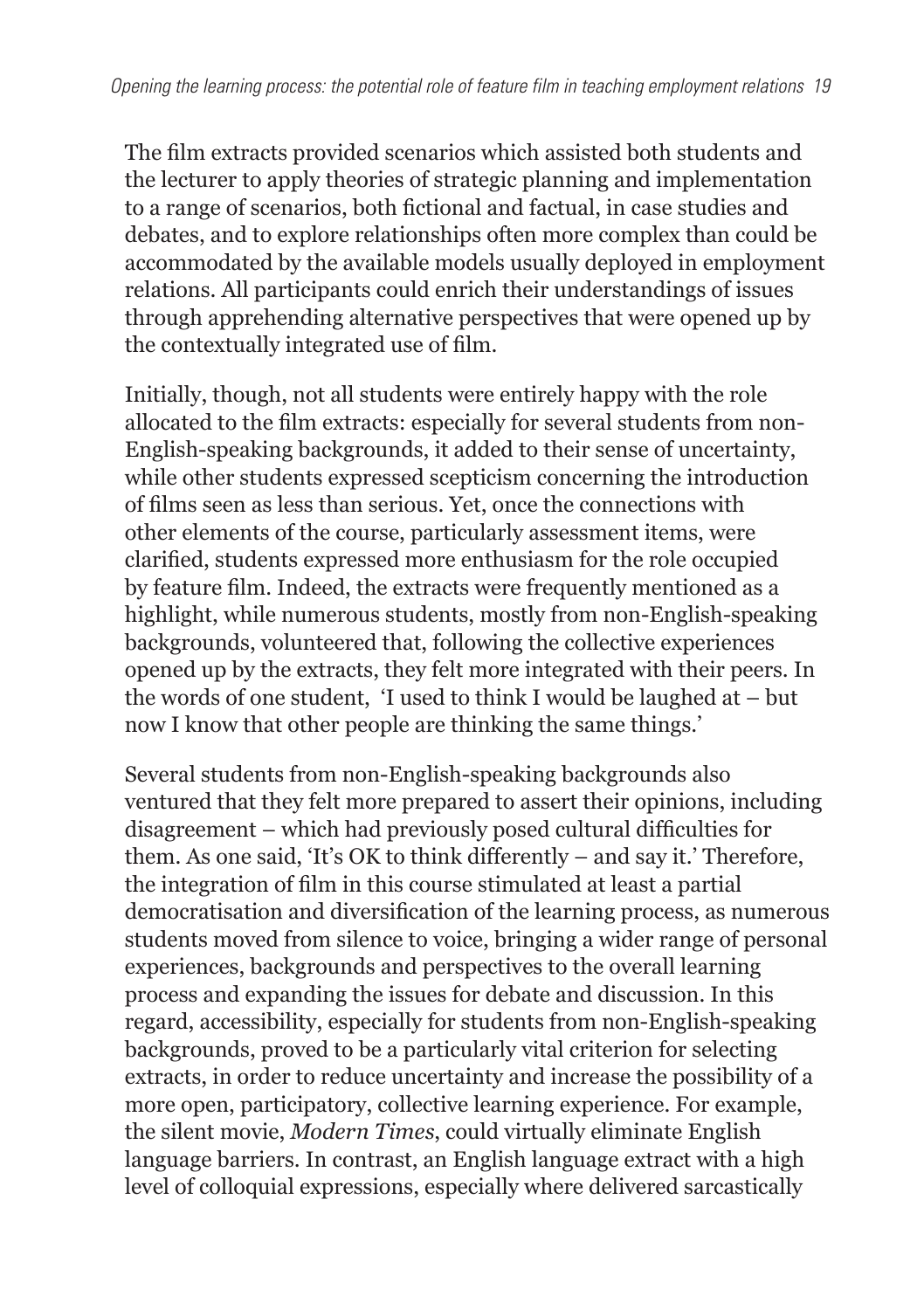The film extracts provided scenarios which assisted both students and the lecturer to apply theories of strategic planning and implementation to a range of scenarios, both fictional and factual, in case studies and debates, and to explore relationships often more complex than could be accommodated by the available models usually deployed in employment relations. All participants could enrich their understandings of issues through apprehending alternative perspectives that were opened up by the contextually integrated use of film.

Initially, though, not all students were entirely happy with the role allocated to the film extracts: especially for several students from non-English-speaking backgrounds, it added to their sense of uncertainty, while other students expressed scepticism concerning the introduction of films seen as less than serious. Yet, once the connections with other elements of the course, particularly assessment items, were clarified, students expressed more enthusiasm for the role occupied by feature film. Indeed, the extracts were frequently mentioned as a highlight, while numerous students, mostly from non-English-speaking backgrounds, volunteered that, following the collective experiences opened up by the extracts, they felt more integrated with their peers. In the words of one student, 'I used to think I would be laughed at – but now I know that other people are thinking the same things.'

Several students from non-English-speaking backgrounds also ventured that they felt more prepared to assert their opinions, including disagreement – which had previously posed cultural difficulties for them. As one said, 'It's OK to think differently – and say it.' Therefore, the integration of film in this course stimulated at least a partial democratisation and diversification of the learning process, as numerous students moved from silence to voice, bringing a wider range of personal experiences, backgrounds and perspectives to the overall learning process and expanding the issues for debate and discussion. In this regard, accessibility, especially for students from non-English-speaking backgrounds, proved to be a particularly vital criterion for selecting extracts, in order to reduce uncertainty and increase the possibility of a more open, participatory, collective learning experience. For example, the silent movie, *Modern Times*, could virtually eliminate English language barriers. In contrast, an English language extract with a high level of colloquial expressions, especially where delivered sarcastically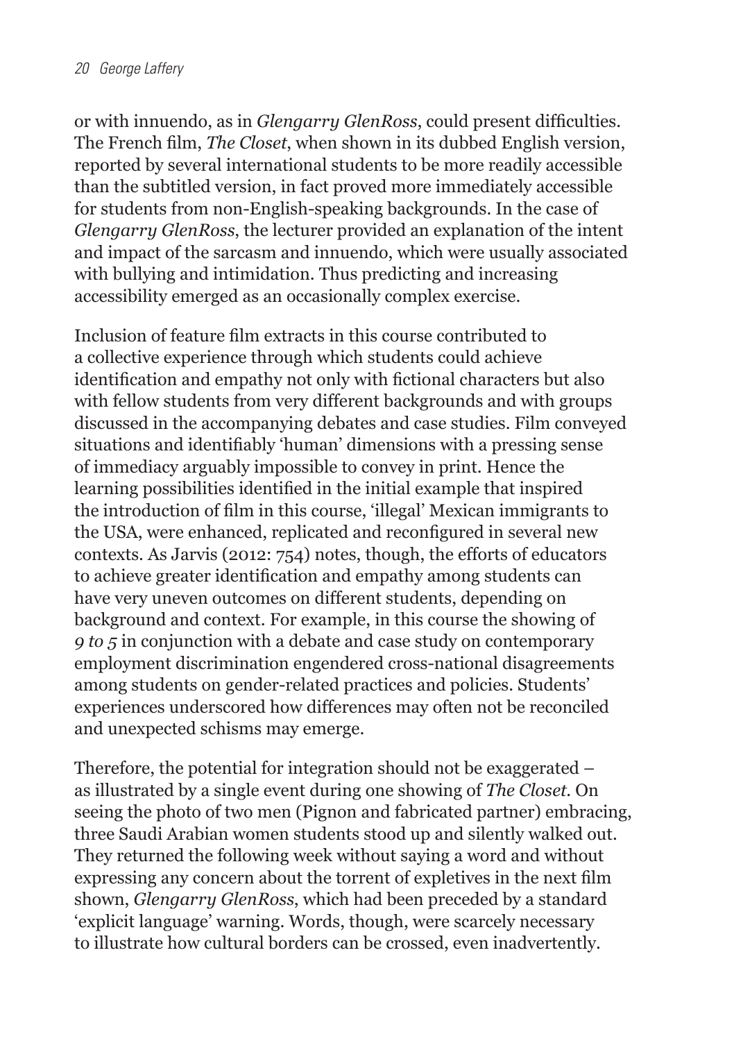or with innuendo, as in *Glengarry GlenRoss*, could present difficulties. The French film, *The Closet*, when shown in its dubbed English version, reported by several international students to be more readily accessible than the subtitled version, in fact proved more immediately accessible for students from non-English-speaking backgrounds. In the case of *Glengarry GlenRoss*, the lecturer provided an explanation of the intent and impact of the sarcasm and innuendo, which were usually associated with bullying and intimidation. Thus predicting and increasing accessibility emerged as an occasionally complex exercise.

Inclusion of feature film extracts in this course contributed to a collective experience through which students could achieve identification and empathy not only with fictional characters but also with fellow students from very different backgrounds and with groups discussed in the accompanying debates and case studies. Film conveyed situations and identifiably 'human' dimensions with a pressing sense of immediacy arguably impossible to convey in print. Hence the learning possibilities identified in the initial example that inspired the introduction of film in this course, 'illegal' Mexican immigrants to the USA, were enhanced, replicated and reconfigured in several new contexts. As Jarvis (2012: 754) notes, though, the efforts of educators to achieve greater identification and empathy among students can have very uneven outcomes on different students, depending on background and context. For example, in this course the showing of *9 to 5* in conjunction with a debate and case study on contemporary employment discrimination engendered cross-national disagreements among students on gender-related practices and policies. Students' experiences underscored how differences may often not be reconciled and unexpected schisms may emerge.

Therefore, the potential for integration should not be exaggerated – as illustrated by a single event during one showing of *The Closet*. On seeing the photo of two men (Pignon and fabricated partner) embracing, three Saudi Arabian women students stood up and silently walked out. They returned the following week without saying a word and without expressing any concern about the torrent of expletives in the next film shown, *Glengarry GlenRoss*, which had been preceded by a standard 'explicit language' warning. Words, though, were scarcely necessary to illustrate how cultural borders can be crossed, even inadvertently.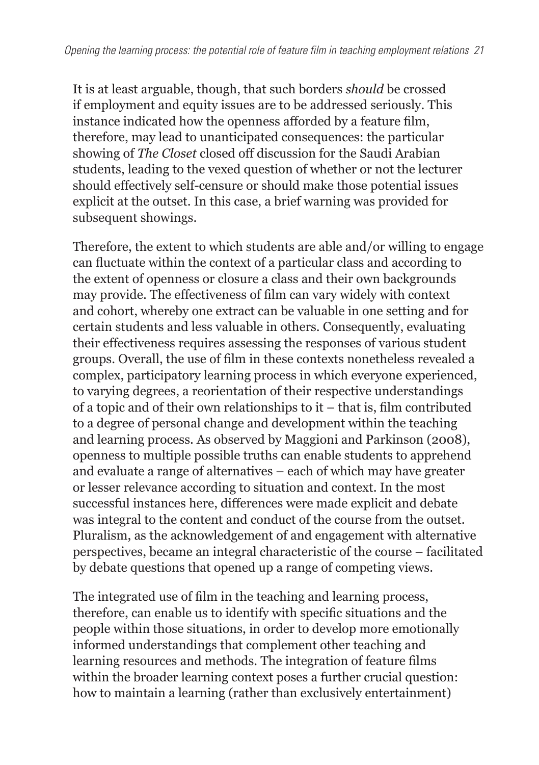It is at least arguable, though, that such borders *should* be crossed if employment and equity issues are to be addressed seriously. This instance indicated how the openness afforded by a feature film, therefore, may lead to unanticipated consequences: the particular showing of *The Closet* closed off discussion for the Saudi Arabian students, leading to the vexed question of whether or not the lecturer should effectively self-censure or should make those potential issues explicit at the outset. In this case, a brief warning was provided for subsequent showings.

Therefore, the extent to which students are able and/or willing to engage can fluctuate within the context of a particular class and according to the extent of openness or closure a class and their own backgrounds may provide. The effectiveness of film can vary widely with context and cohort, whereby one extract can be valuable in one setting and for certain students and less valuable in others. Consequently, evaluating their effectiveness requires assessing the responses of various student groups. Overall, the use of film in these contexts nonetheless revealed a complex, participatory learning process in which everyone experienced, to varying degrees, a reorientation of their respective understandings of a topic and of their own relationships to it – that is, film contributed to a degree of personal change and development within the teaching and learning process. As observed by Maggioni and Parkinson (2008), openness to multiple possible truths can enable students to apprehend and evaluate a range of alternatives – each of which may have greater or lesser relevance according to situation and context. In the most successful instances here, differences were made explicit and debate was integral to the content and conduct of the course from the outset. Pluralism, as the acknowledgement of and engagement with alternative perspectives, became an integral characteristic of the course – facilitated by debate questions that opened up a range of competing views.

The integrated use of film in the teaching and learning process, therefore, can enable us to identify with specific situations and the people within those situations, in order to develop more emotionally informed understandings that complement other teaching and learning resources and methods. The integration of feature films within the broader learning context poses a further crucial question: how to maintain a learning (rather than exclusively entertainment)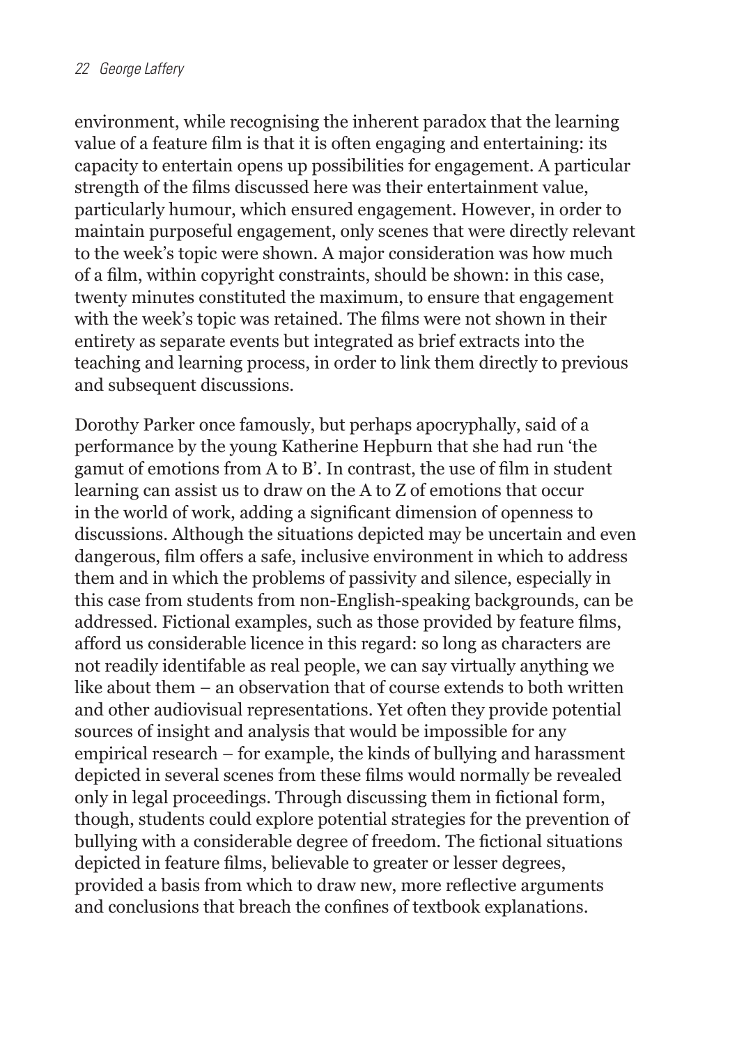environment, while recognising the inherent paradox that the learning value of a feature film is that it is often engaging and entertaining: its capacity to entertain opens up possibilities for engagement. A particular strength of the films discussed here was their entertainment value, particularly humour, which ensured engagement. However, in order to maintain purposeful engagement, only scenes that were directly relevant to the week's topic were shown. A major consideration was how much of a film, within copyright constraints, should be shown: in this case, twenty minutes constituted the maximum, to ensure that engagement with the week's topic was retained. The films were not shown in their entirety as separate events but integrated as brief extracts into the teaching and learning process, in order to link them directly to previous and subsequent discussions.

Dorothy Parker once famously, but perhaps apocryphally, said of a performance by the young Katherine Hepburn that she had run 'the gamut of emotions from A to B'. In contrast, the use of film in student learning can assist us to draw on the A to Z of emotions that occur in the world of work, adding a significant dimension of openness to discussions. Although the situations depicted may be uncertain and even dangerous, film offers a safe, inclusive environment in which to address them and in which the problems of passivity and silence, especially in this case from students from non-English-speaking backgrounds, can be addressed. Fictional examples, such as those provided by feature films, afford us considerable licence in this regard: so long as characters are not readily identifable as real people, we can say virtually anything we like about them – an observation that of course extends to both written and other audiovisual representations. Yet often they provide potential sources of insight and analysis that would be impossible for any empirical research – for example, the kinds of bullying and harassment depicted in several scenes from these films would normally be revealed only in legal proceedings. Through discussing them in fictional form, though, students could explore potential strategies for the prevention of bullying with a considerable degree of freedom. The fictional situations depicted in feature films, believable to greater or lesser degrees, provided a basis from which to draw new, more reflective arguments and conclusions that breach the confines of textbook explanations.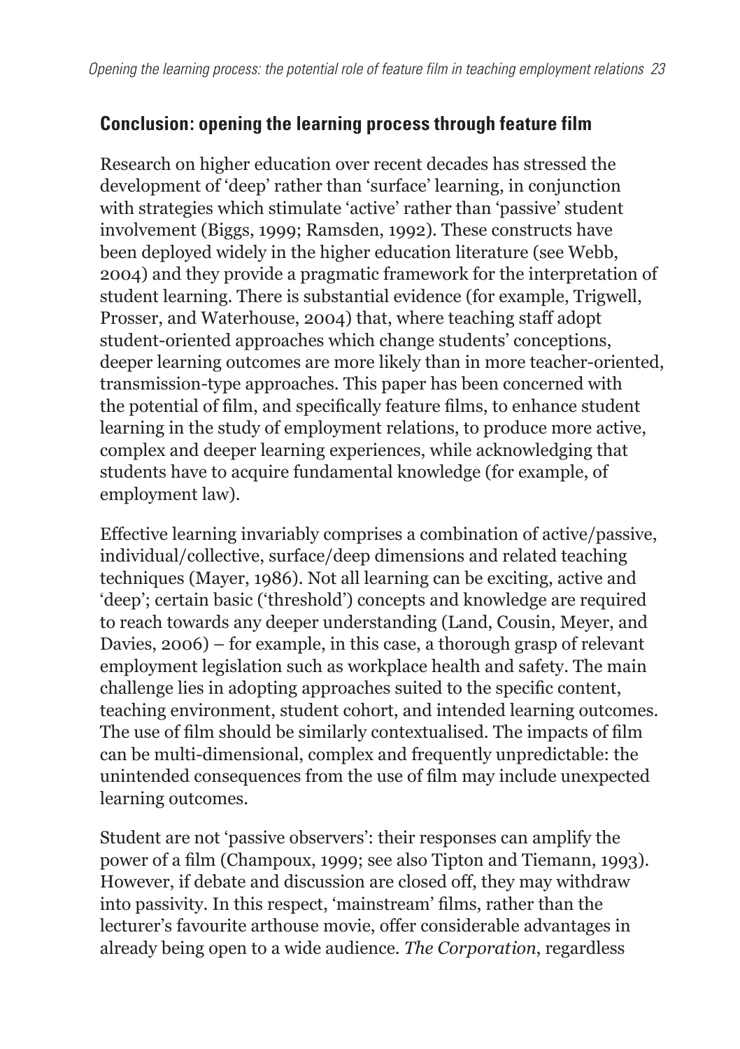## Conclusion: opening the learning process through feature film

Research on higher education over recent decades has stressed the development of 'deep' rather than 'surface' learning, in conjunction with strategies which stimulate 'active' rather than 'passive' student involvement (Biggs, 1999; Ramsden, 1992). These constructs have been deployed widely in the higher education literature (see Webb, 2004) and they provide a pragmatic framework for the interpretation of student learning. There is substantial evidence (for example, Trigwell, Prosser, and Waterhouse, 2004) that, where teaching staff adopt student-oriented approaches which change students' conceptions, deeper learning outcomes are more likely than in more teacher-oriented, transmission-type approaches. This paper has been concerned with the potential of film, and specifically feature films, to enhance student learning in the study of employment relations, to produce more active, complex and deeper learning experiences, while acknowledging that students have to acquire fundamental knowledge (for example, of employment law).

Effective learning invariably comprises a combination of active/passive, individual/collective, surface/deep dimensions and related teaching techniques (Mayer, 1986). Not all learning can be exciting, active and 'deep'; certain basic ('threshold') concepts and knowledge are required to reach towards any deeper understanding (Land, Cousin, Meyer, and Davies, 2006) – for example, in this case, a thorough grasp of relevant employment legislation such as workplace health and safety. The main challenge lies in adopting approaches suited to the specific content, teaching environment, student cohort, and intended learning outcomes. The use of film should be similarly contextualised. The impacts of film can be multi-dimensional, complex and frequently unpredictable: the unintended consequences from the use of film may include unexpected learning outcomes.

Student are not 'passive observers': their responses can amplify the power of a film (Champoux, 1999; see also Tipton and Tiemann, 1993). However, if debate and discussion are closed off, they may withdraw into passivity. In this respect, 'mainstream' films, rather than the lecturer's favourite arthouse movie, offer considerable advantages in already being open to a wide audience. *The Corporation*, regardless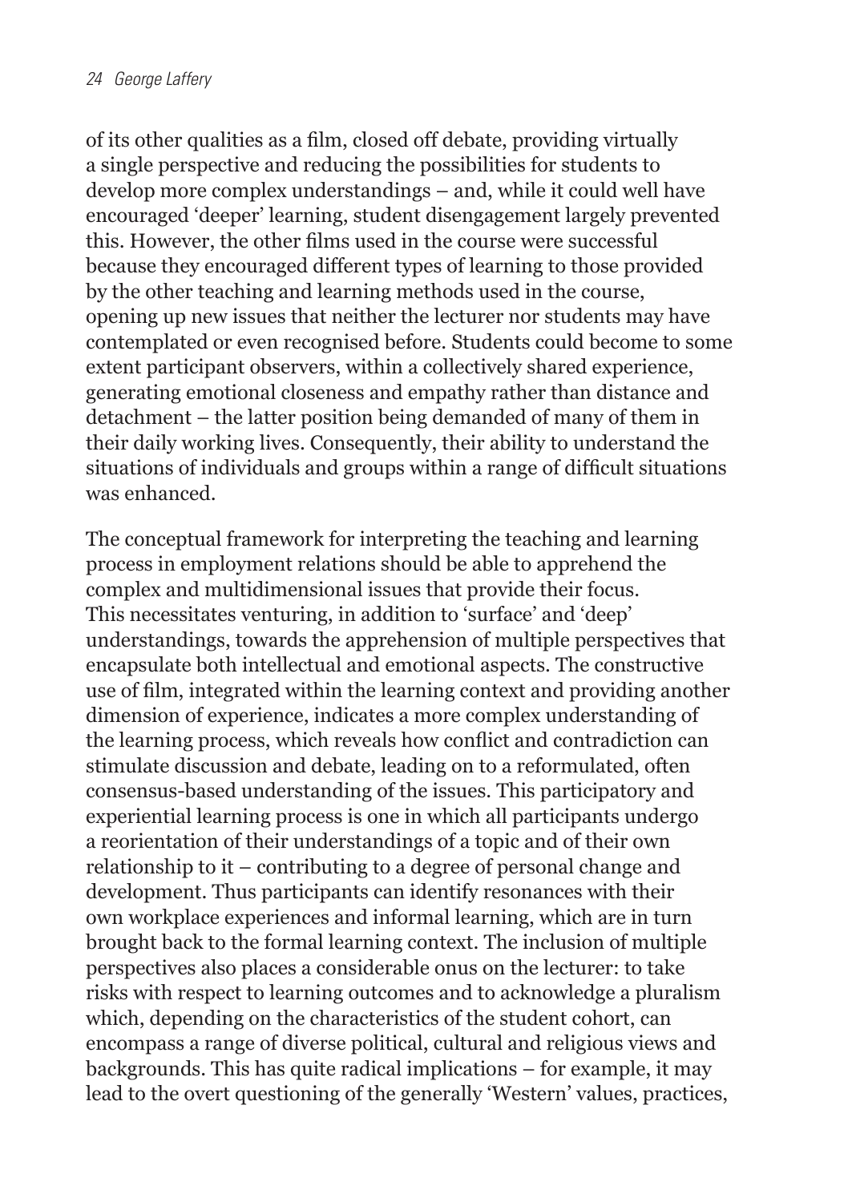of its other qualities as a film, closed off debate, providing virtually a single perspective and reducing the possibilities for students to develop more complex understandings – and, while it could well have encouraged 'deeper' learning, student disengagement largely prevented this. However, the other films used in the course were successful because they encouraged different types of learning to those provided by the other teaching and learning methods used in the course, opening up new issues that neither the lecturer nor students may have contemplated or even recognised before. Students could become to some extent participant observers, within a collectively shared experience, generating emotional closeness and empathy rather than distance and detachment – the latter position being demanded of many of them in their daily working lives. Consequently, their ability to understand the situations of individuals and groups within a range of difficult situations was enhanced.

The conceptual framework for interpreting the teaching and learning process in employment relations should be able to apprehend the complex and multidimensional issues that provide their focus. This necessitates venturing, in addition to 'surface' and 'deep' understandings, towards the apprehension of multiple perspectives that encapsulate both intellectual and emotional aspects. The constructive use of film, integrated within the learning context and providing another dimension of experience, indicates a more complex understanding of the learning process, which reveals how conflict and contradiction can stimulate discussion and debate, leading on to a reformulated, often consensus-based understanding of the issues. This participatory and experiential learning process is one in which all participants undergo a reorientation of their understandings of a topic and of their own relationship to it – contributing to a degree of personal change and development. Thus participants can identify resonances with their own workplace experiences and informal learning, which are in turn brought back to the formal learning context. The inclusion of multiple perspectives also places a considerable onus on the lecturer: to take risks with respect to learning outcomes and to acknowledge a pluralism which, depending on the characteristics of the student cohort, can encompass a range of diverse political, cultural and religious views and backgrounds. This has quite radical implications – for example, it may lead to the overt questioning of the generally 'Western' values, practices,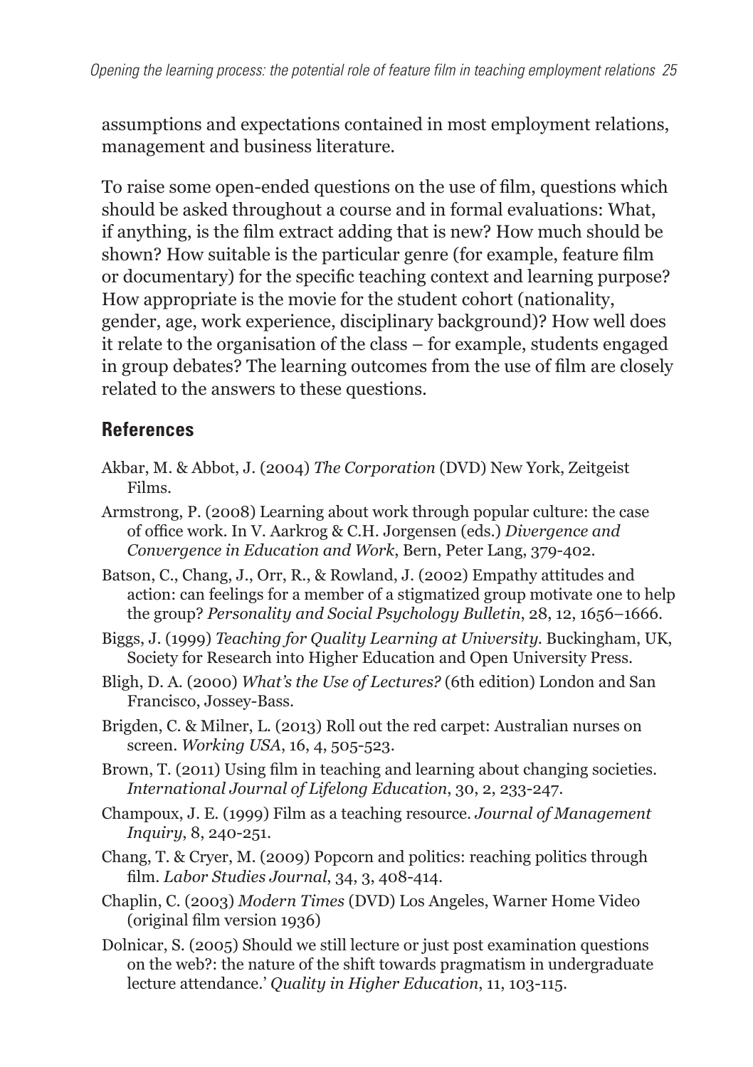assumptions and expectations contained in most employment relations, management and business literature.

To raise some open-ended questions on the use of film, questions which should be asked throughout a course and in formal evaluations: What, if anything, is the film extract adding that is new? How much should be shown? How suitable is the particular genre (for example, feature film or documentary) for the specific teaching context and learning purpose? How appropriate is the movie for the student cohort (nationality, gender, age, work experience, disciplinary background)? How well does it relate to the organisation of the class – for example, students engaged in group debates? The learning outcomes from the use of film are closely related to the answers to these questions.

## References

Akbar, M. & Abbot, J. (2004) *The Corporation* (DVD) New York, Zeitgeist Films.

Armstrong, P. (2008) Learning about work through popular culture: the case of office work. In V. Aarkrog & C.H. Jorgensen (eds.) *Divergence and Convergence in Education and Work*, Bern, Peter Lang, 379-402.

Batson, C., Chang, J., Orr, R., & Rowland, J. (2002) Empathy attitudes and action: can feelings for a member of a stigmatized group motivate one to help the group? *Personality and Social Psychology Bulletin*, 28, 12, 1656–1666.

Biggs, J. (1999) *Teaching for Quality Learning at University*. Buckingham, UK, Society for Research into Higher Education and Open University Press.

Bligh, D. A. (2000) *What's the Use of Lectures?* (6th edition) London and San Francisco, Jossey-Bass.

Brigden, C. & Milner, L. (2013) Roll out the red carpet: Australian nurses on screen. *Working USA*, 16, 4, 505-523.

Brown, T. (2011) Using film in teaching and learning about changing societies. *International Journal of Lifelong Education*, 30, 2, 233-247.

Champoux, J. E. (1999) Film as a teaching resource. *Journal of Management Inquiry*, 8, 240-251.

Chang, T. & Cryer, M. (2009) Popcorn and politics: reaching politics through film. *Labor Studies Journal*, 34, 3, 408-414.

Chaplin, C. (2003) *Modern Times* (DVD) Los Angeles, Warner Home Video (original film version 1936)

Dolnicar, S. (2005) Should we still lecture or just post examination questions on the web?: the nature of the shift towards pragmatism in undergraduate lecture attendance.' *Quality in Higher Education*, 11, 103-115.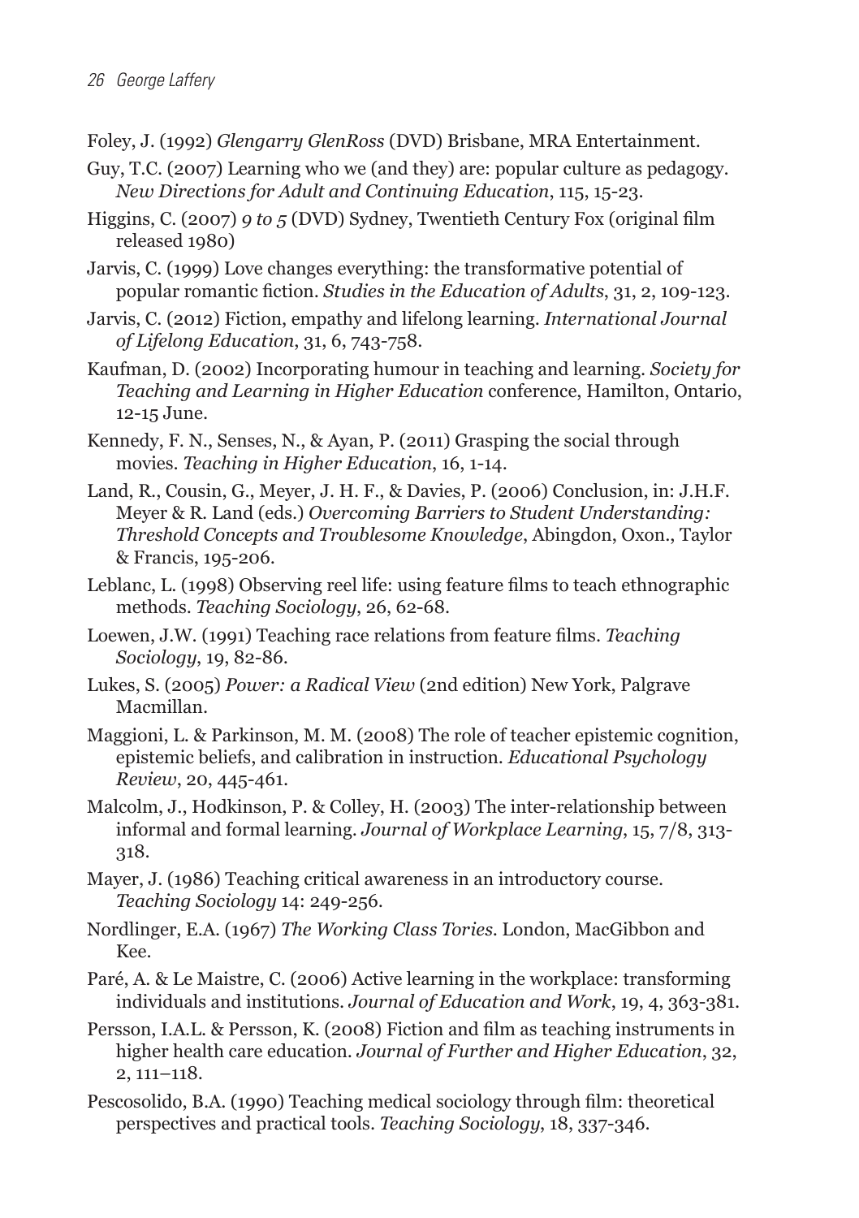Foley, J. (1992) *Glengarry GlenRoss* (DVD) Brisbane, MRA Entertainment.

Guy, T.C. (2007) Learning who we (and they) are: popular culture as pedagogy. *New Directions for Adult and Continuing Education*, 115, 15-23.

Higgins, C. (2007) *9 to 5* (DVD) Sydney, Twentieth Century Fox (original film released 1980)

Jarvis, C. (1999) Love changes everything: the transformative potential of popular romantic fiction. *Studies in the Education of Adults*, 31, 2, 109-123.

Jarvis, C. (2012) Fiction, empathy and lifelong learning. *International Journal of Lifelong Education*, 31, 6, 743-758.

Kaufman, D. (2002) Incorporating humour in teaching and learning. *Society for Teaching and Learning in Higher Education* conference, Hamilton, Ontario, 12-15 June.

Kennedy, F. N., Senses, N., & Ayan, P. (2011) Grasping the social through movies. *Teaching in Higher Education*, 16, 1-14.

Land, R., Cousin, G., Meyer, J. H. F., & Davies, P. (2006) Conclusion, in: J.H.F. Meyer & R. Land (eds.) *Overcoming Barriers to Student Understanding: Threshold Concepts and Troublesome Knowledge*, Abingdon, Oxon., Taylor & Francis, 195-206.

Leblanc, L. (1998) Observing reel life: using feature films to teach ethnographic methods. *Teaching Sociology*, 26, 62-68.

Loewen, J.W. (1991) Teaching race relations from feature films. *Teaching Sociology*, 19, 82-86.

Lukes, S. (2005) *Power: a Radical View* (2nd edition) New York, Palgrave Macmillan.

Maggioni, L. & Parkinson, M. M. (2008) The role of teacher epistemic cognition, epistemic beliefs, and calibration in instruction. *Educational Psychology Review*, 20, 445-461.

Malcolm, J., Hodkinson, P. & Colley, H. (2003) The inter-relationship between informal and formal learning. *Journal of Workplace Learning*, 15, 7/8, 313-318.

Mayer, J. (1986) Teaching critical awareness in an introductory course. *Teaching Sociology* 14: 249-256.

Nordlinger, E.A. (1967) *The Working Class Tories*. London, MacGibbon and Kee.

Paré, A. & Le Maistre, C. (2006) Active learning in the workplace: transforming individuals and institutions. *Journal of Education and Work*, 19, 4, 363-381.

Persson, I.A.L. & Persson, K. (2008) Fiction and film as teaching instruments in higher health care education. *Journal of Further and Higher Education*, 32, 2, 111–118.

Pescosolido, B.A. (1990) Teaching medical sociology through film: theoretical perspectives and practical tools. *Teaching Sociology*, 18, 337-346.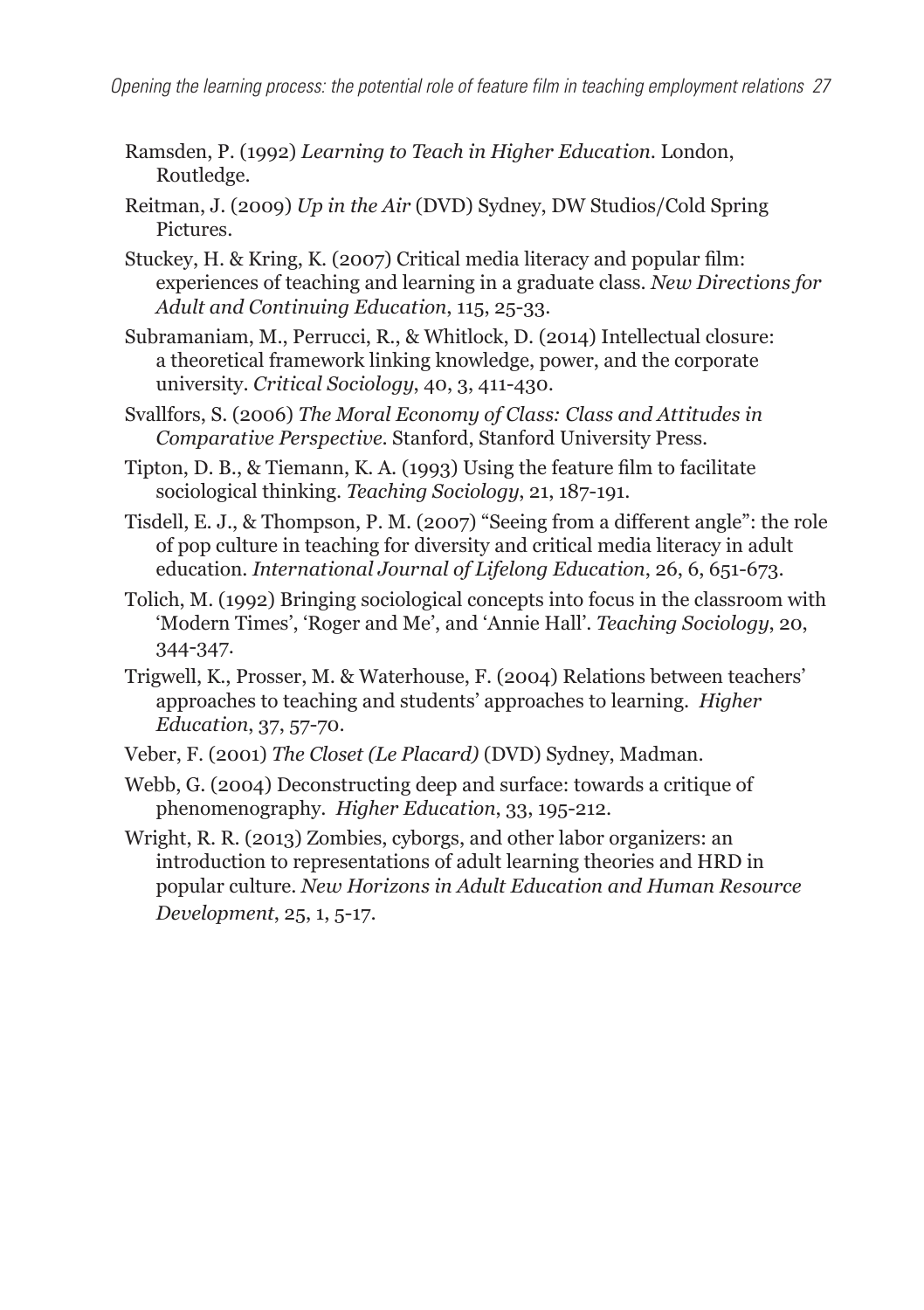Ramsden, P. (1992) *Learning to Teach in Higher Education*. London, Routledge.

Reitman, J. (2009) *Up in the Air* (DVD) Sydney, DW Studios/Cold Spring Pictures.

Stuckey, H. & Kring, K. (2007) Critical media literacy and popular film: experiences of teaching and learning in a graduate class. *New Directions for Adult and Continuing Education*, 115, 25-33.

Subramaniam, M., Perrucci, R., & Whitlock, D. (2014) Intellectual closure: a theoretical framework linking knowledge, power, and the corporate university. *Critical Sociology*, 40, 3, 411-430.

Svallfors, S. (2006) *The Moral Economy of Class: Class and Attitudes in Comparative Perspective*. Stanford, Stanford University Press.

Tipton, D. B., & Tiemann, K. A. (1993) Using the feature film to facilitate sociological thinking. *Teaching Sociology*, 21, 187-191.

Tisdell, E. J., & Thompson, P. M. (2007) "Seeing from a different angle": the role of pop culture in teaching for diversity and critical media literacy in adult education. *International Journal of Lifelong Education*, 26, 6, 651-673.

Tolich, M. (1992) Bringing sociological concepts into focus in the classroom with 'Modern Times', 'Roger and Me', and 'Annie Hall'. *Teaching Sociology*, 20, 344-347.

Trigwell, K., Prosser, M. & Waterhouse, F. (2004) Relations between teachers' approaches to teaching and students' approaches to learning. *Higher Education*, 37, 57-70.

Veber, F. (2001) *The Closet (Le Placard)* (DVD) Sydney, Madman.

Webb, G. (2004) Deconstructing deep and surface: towards a critique of phenomenography. *Higher Education*, 33, 195-212.

Wright, R. R. (2013) Zombies, cyborgs, and other labor organizers: an introduction to representations of adult learning theories and HRD in popular culture. *New Horizons in Adult Education and Human Resource Development*, 25, 1, 5-17.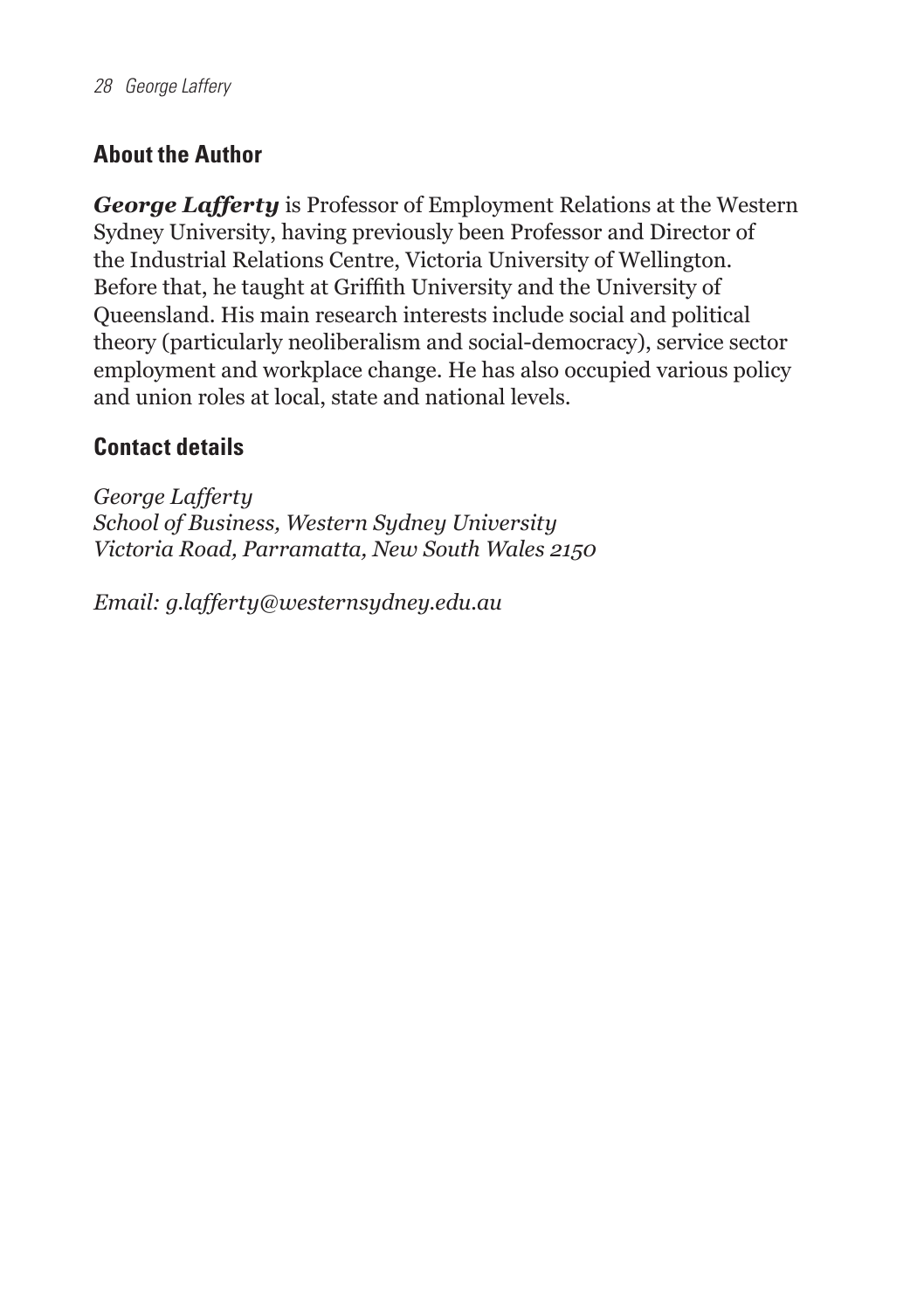## About the Author

***George Lafferty*** is Professor of Employment Relations at the Western Sydney University, having previously been Professor and Director of the Industrial Relations Centre, Victoria University of Wellington. Before that, he taught at Griffith University and the University of Queensland. His main research interests include social and political theory (particularly neoliberalism and social-democracy), service sector employment and workplace change. He has also occupied various policy and union roles at local, state and national levels.

## Contact details

*George Lafferty*
*School of Business, Western Sydney University*
*Victoria Road, Parramatta, New South Wales 2150*

*Email: g.lafferty@westernsydney.edu.au*